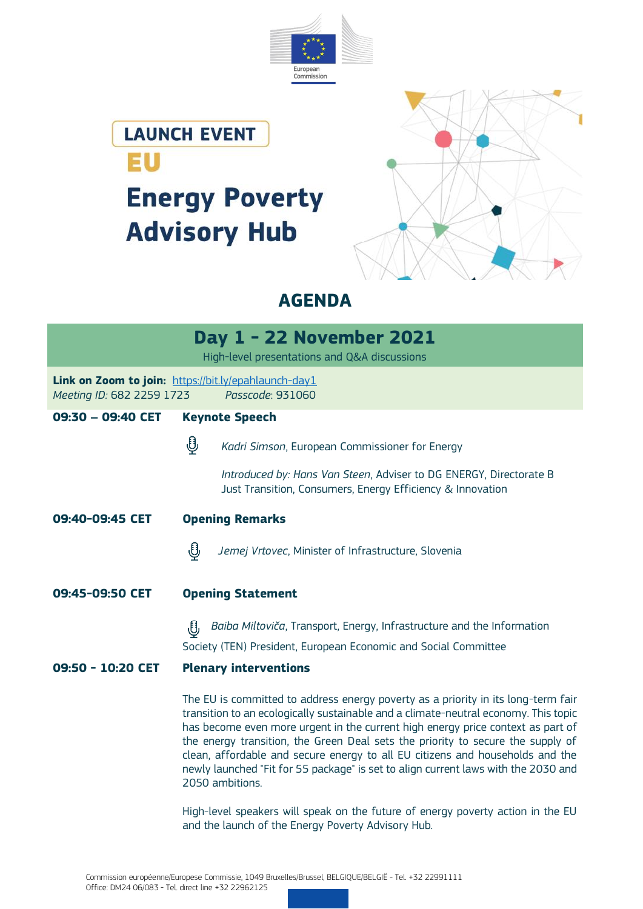European Commission

**LAUNCH EVENT**

# EU Energy Poverty Advisory Hub

## AGENDA

## Day 1 - 22 November 2021

High-level presentations and Q&A discussions

**Link on Zoom to join:** https://bit.ly/epahlaunch-day1
*Meeting ID:* 682 2259 1723 *Passcode*: 931060

**09:30 – 09:40 CET** **Keynote Speech**

*Kadri Simson*, European Commissioner for Energy

*Introduced by: Hans Van Steen*, Adviser to DG ENERGY, Directorate B Just Transition, Consumers, Energy Efficiency & Innovation

**09:40-09:45 CET** **Opening Remarks**

*Jernej Vrtovec*, Minister of Infrastructure, Slovenia

**09:45-09:50 CET** **Opening Statement**

*Baiba Miltoviča*, Transport, Energy, Infrastructure and the Information Society (TEN) President, European Economic and Social Committee

**09:50 - 10:20 CET** **Plenary interventions**

The EU is committed to address energy poverty as a priority in its long-term fair transition to an ecologically sustainable and a climate-neutral economy. This topic has become even more urgent in the current high energy price context as part of the energy transition, the Green Deal sets the priority to secure the supply of clean, affordable and secure energy to all EU citizens and households and the newly launched "Fit for 55 package" is set to align current laws with the 2030 and 2050 ambitions.

High-level speakers will speak on the future of energy poverty action in the EU and the launch of the Energy Poverty Advisory Hub.

Commission européenne/Europese Commissie, 1049 Bruxelles/Brussel, BELGIQUE/BELGIË - Tel. +32 22991111
Office: DM24 06/083 - Tel. direct line +32 22962125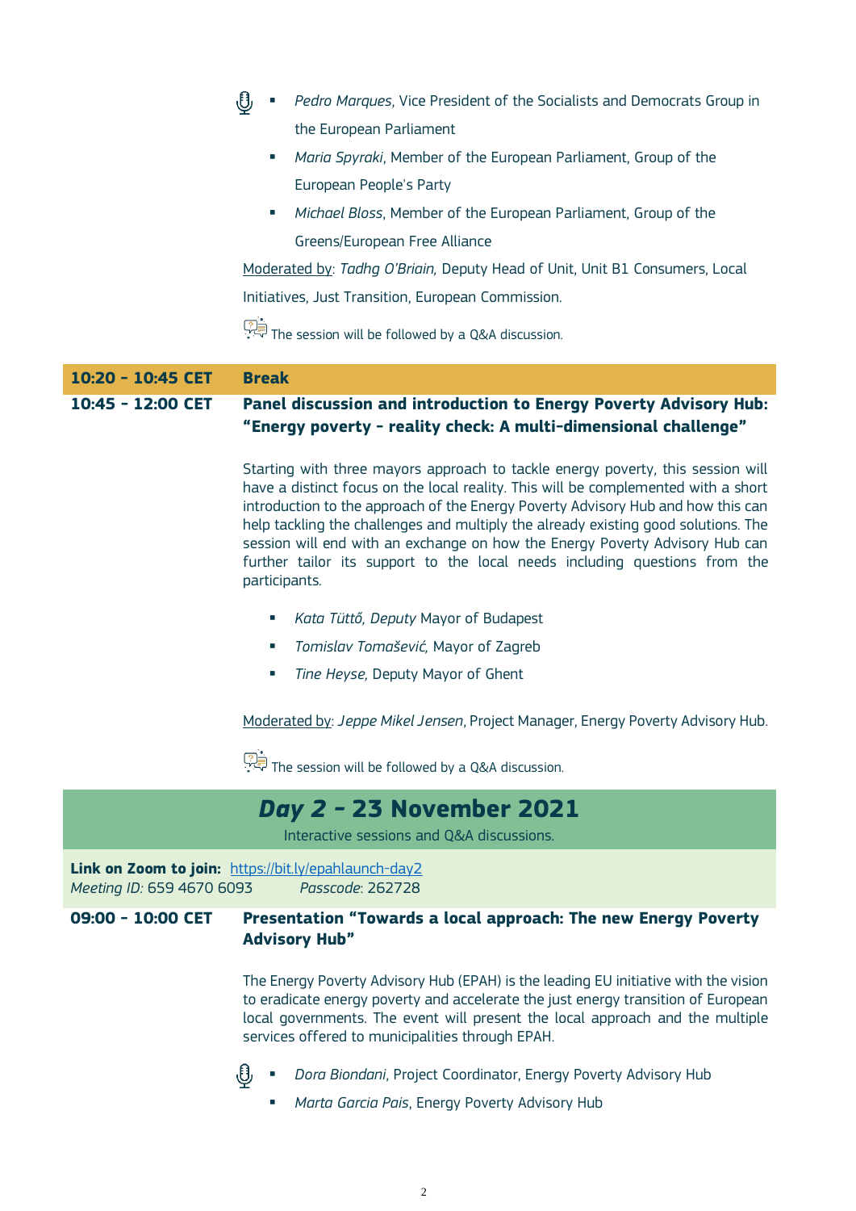- *Pedro Marques*, Vice President of the Socialists and Democrats Group in the European Parliament
- *Maria Spyraki*, Member of the European Parliament, Group of the European People's Party
- *Michael Bloss*, Member of the European Parliament, Group of the Greens/European Free Alliance

Moderated by: *Tadhg O'Briain,* Deputy Head of Unit, Unit B1 Consumers, Local Initiatives, Just Transition, European Commission.

The session will be followed by a Q&A discussion.

| | |
|---|---|
| **10:20 - 10:45 CET** | **Break** |

**10:45 - 12:00 CET** **Panel discussion and introduction to Energy Poverty Advisory Hub: "Energy poverty - reality check: A multi-dimensional challenge"**

Starting with three mayors approach to tackle energy poverty, this session will have a distinct focus on the local reality. This will be complemented with a short introduction to the approach of the Energy Poverty Advisory Hub and how this can help tackling the challenges and multiply the already existing good solutions. The session will end with an exchange on how the Energy Poverty Advisory Hub can further tailor its support to the local needs including questions from the participants.

- *Kata Tüttő, Deputy* Mayor of Budapest
- *Tomislav Tomašević,* Mayor of Zagreb
- *Tine Heyse,* Deputy Mayor of Ghent

Moderated by: *Jeppe Mikel Jensen*, Project Manager, Energy Poverty Advisory Hub.

The session will be followed by a Q&A discussion.

## *Day 2* - 23 November 2021

Interactive sessions and Q&A discussions.

**Link on Zoom to join:** https://bit.ly/epahlaunch-day2
*Meeting ID:* 659 4670 6093 *Passcode*: 262728

**09:00 - 10:00 CET** **Presentation "Towards a local approach: The new Energy Poverty Advisory Hub"**

The Energy Poverty Advisory Hub (EPAH) is the leading EU initiative with the vision to eradicate energy poverty and accelerate the just energy transition of European local governments. The event will present the local approach and the multiple services offered to municipalities through EPAH.

- *Dora Biondani*, Project Coordinator, Energy Poverty Advisory Hub
- *Marta Garcia Pais*, Energy Poverty Advisory Hub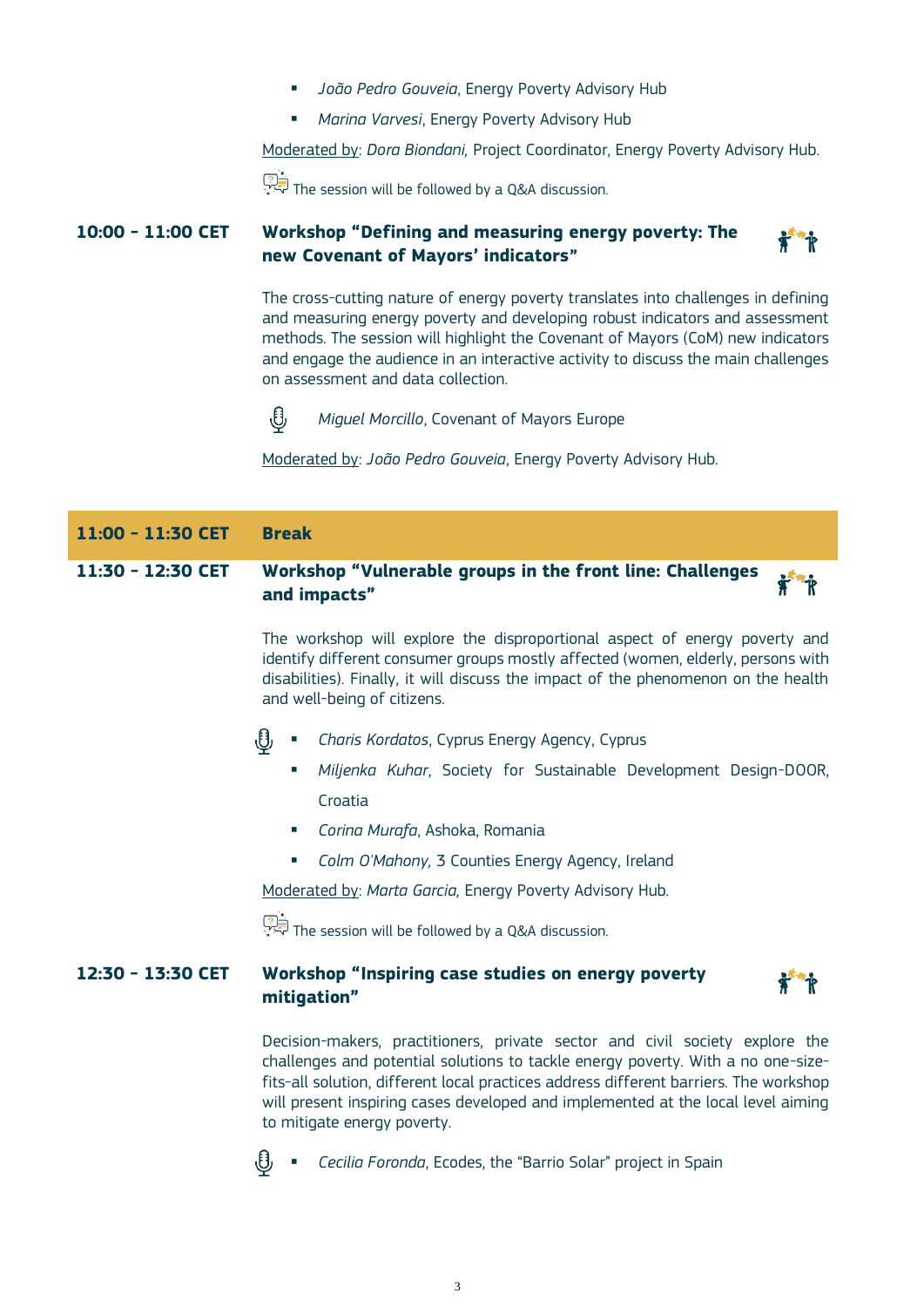- *João Pedro Gouveia*, Energy Poverty Advisory Hub
- *Marina Varvesi*, Energy Poverty Advisory Hub

Moderated by: *Dora Biondani,* Project Coordinator, Energy Poverty Advisory Hub.

The session will be followed by a Q&A discussion.

**10:00 – 11:00 CET** **Workshop "Defining and measuring energy poverty: The new Covenant of Mayors' indicators"**

The cross-cutting nature of energy poverty translates into challenges in defining and measuring energy poverty and developing robust indicators and assessment methods. The session will highlight the Covenant of Mayors (CoM) new indicators and engage the audience in an interactive activity to discuss the main challenges on assessment and data collection.

*Miguel Morcillo*, Covenant of Mayors Europe

Moderated by: *João Pedro Gouveia*, Energy Poverty Advisory Hub.

**11:00 – 11:30 CET** **Break**

**11:30 – 12:30 CET** **Workshop "Vulnerable groups in the front line: Challenges and impacts"**

The workshop will explore the disproportional aspect of energy poverty and identify different consumer groups mostly affected (women, elderly, persons with disabilities). Finally, it will discuss the impact of the phenomenon on the health and well-being of citizens.

- *Charis Kordatos*, Cyprus Energy Agency, Cyprus
- *Miljenka Kuhar*, Society for Sustainable Development Design-DOOR, Croatia
- *Corina Murafa*, Ashoka, Romania
- *Colm O'Mahony,* 3 Counties Energy Agency, Ireland

Moderated by: *Marta Garcia,* Energy Poverty Advisory Hub.

The session will be followed by a Q&A discussion.

**12:30 – 13:30 CET** **Workshop "Inspiring case studies on energy poverty mitigation"**

Decision-makers, practitioners, private sector and civil society explore the challenges and potential solutions to tackle energy poverty. With a no one-size-fits-all solution, different local practices address different barriers. The workshop will present inspiring cases developed and implemented at the local level aiming to mitigate energy poverty.

- *Cecilia Foronda*, Ecodes, the "Barrio Solar" project in Spain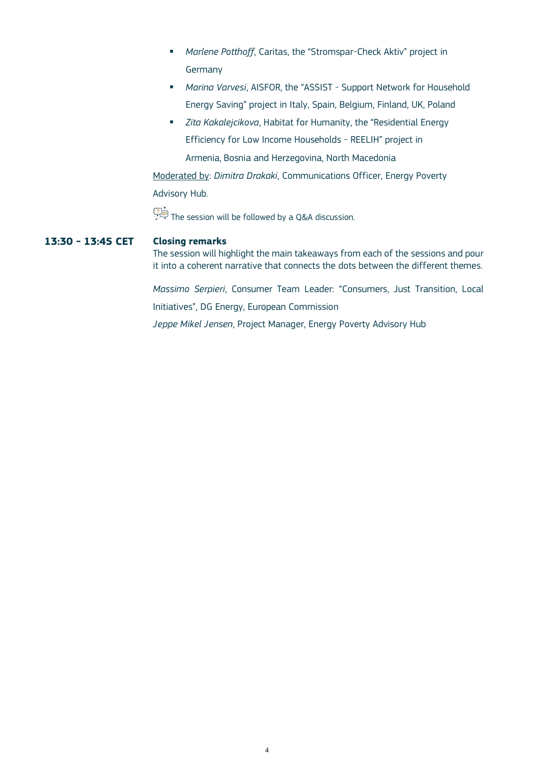- *Marlene Potthoff*, Caritas, the "Stromspar-Check Aktiv" project in Germany
- *Marina Varvesi*, AISFOR, the "ASSIST - Support Network for Household Energy Saving" project in Italy, Spain, Belgium, Finland, UK, Poland
- *Zita Kakalejcikova*, Habitat for Humanity, the "Residential Energy Efficiency for Low Income Households - REELIH" project in Armenia, Bosnia and Herzegovina, North Macedonia

Moderated by: *Dimitra Drakaki*, Communications Officer, Energy Poverty Advisory Hub.

The session will be followed by a Q&A discussion.

**13:30 - 13:45 CET** **Closing remarks**

The session will highlight the main takeaways from each of the sessions and pour it into a coherent narrative that connects the dots between the different themes.

*Massimo Serpieri*, Consumer Team Leader: "Consumers, Just Transition, Local Initiatives", DG Energy, European Commission

*Jeppe Mikel Jensen*, Project Manager, Energy Poverty Advisory Hub